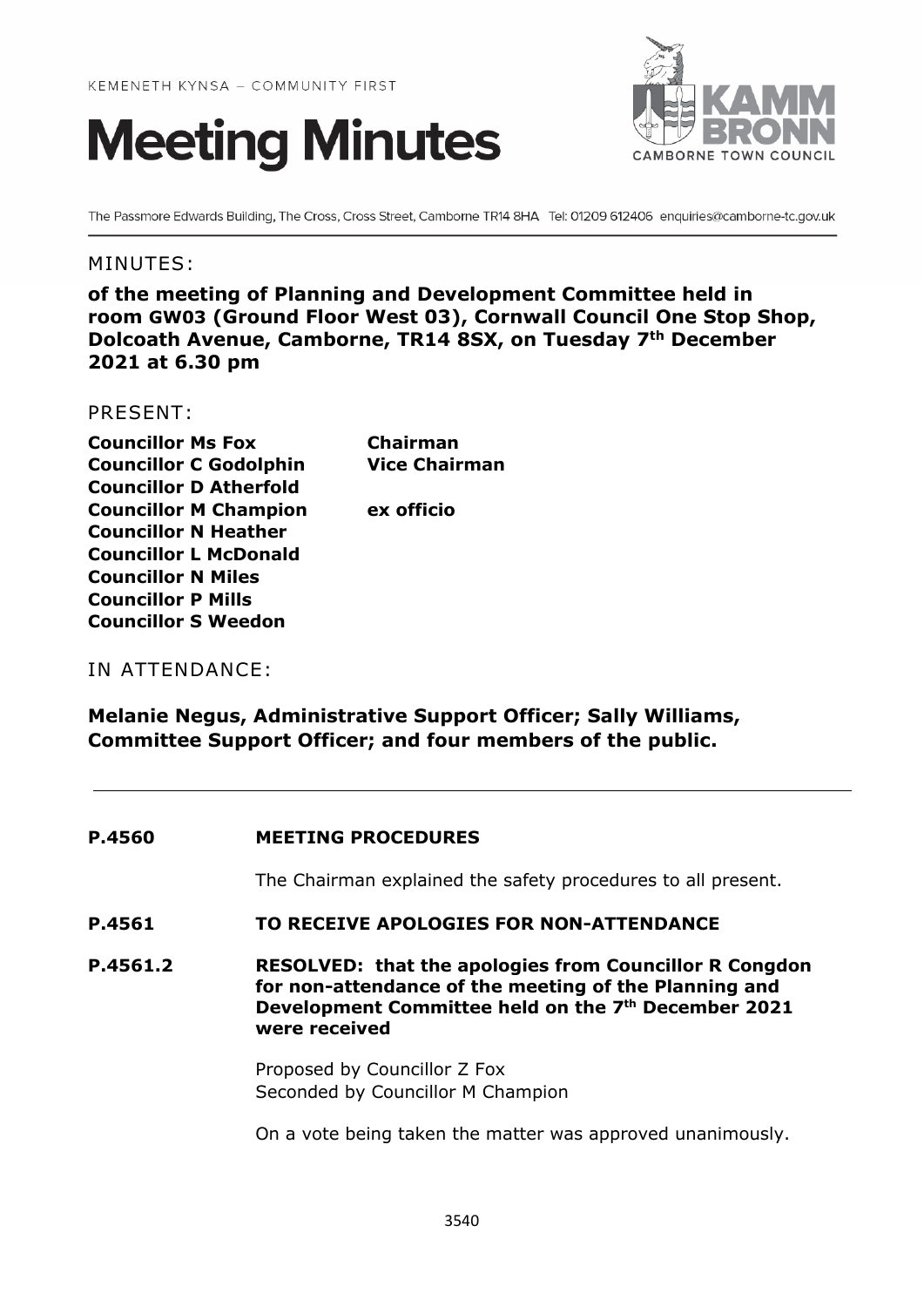KEMENETH KYNSA – COMMUNITY FIRST

# Meeting Minutes

KAMM BRONN CAMBORNE TOWN COUNCIL

The Passmore Edwards Building, The Cross, Cross Street, Camborne TR14 8HA Tel: 01209 612406 enquiries@camborne-tc.gov.uk

## MINUTES:

**of the meeting of Planning and Development Committee held in room GW03 (Ground Floor West 03), Cornwall Council One Stop Shop, Dolcoath Avenue, Camborne, TR14 8SX, on Tuesday 7th December 2021 at 6.30 pm**

## PRESENT:

| | |
|---|---|
| **Councillor Ms Fox** | **Chairman** |
| **Councillor C Godolphin** | **Vice Chairman** |
| **Councillor D Atherfold** | |
| **Councillor M Champion** | **ex officio** |
| **Councillor N Heather** | |
| **Councillor L McDonald** | |
| **Councillor N Miles** | |
| **Councillor P Mills** | |
| **Councillor S Weedon** | |

## IN ATTENDANCE:

**Melanie Negus, Administrative Support Officer; Sally Williams, Committee Support Officer; and four members of the public.**

---

**P.4560 MEETING PROCEDURES**

The Chairman explained the safety procedures to all present.

**P.4561 TO RECEIVE APOLOGIES FOR NON-ATTENDANCE**

**P.4561.2 RESOLVED: that the apologies from Councillor R Congdon for non-attendance of the meeting of the Planning and Development Committee held on the 7th December 2021 were received**

Proposed by Councillor Z Fox
Seconded by Councillor M Champion

On a vote being taken the matter was approved unanimously.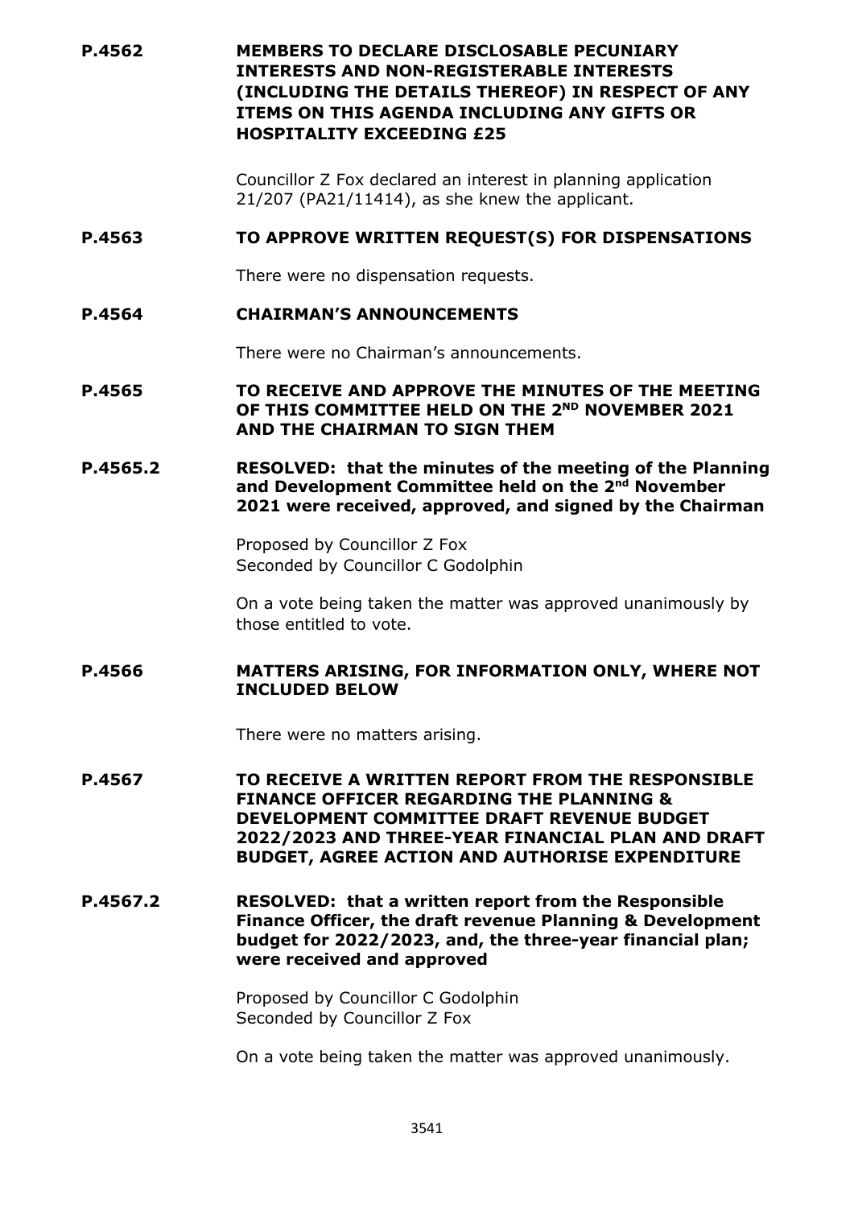**P.4562 MEMBERS TO DECLARE DISCLOSABLE PECUNIARY INTERESTS AND NON-REGISTERABLE INTERESTS (INCLUDING THE DETAILS THEREOF) IN RESPECT OF ANY ITEMS ON THIS AGENDA INCLUDING ANY GIFTS OR HOSPITALITY EXCEEDING £25**

Councillor Z Fox declared an interest in planning application 21/207 (PA21/11414), as she knew the applicant.

**P.4563 TO APPROVE WRITTEN REQUEST(S) FOR DISPENSATIONS**

There were no dispensation requests.

**P.4564 CHAIRMAN'S ANNOUNCEMENTS**

There were no Chairman's announcements.

**P.4565 TO RECEIVE AND APPROVE THE MINUTES OF THE MEETING OF THIS COMMITTEE HELD ON THE 2ND NOVEMBER 2021 AND THE CHAIRMAN TO SIGN THEM**

**P.4565.2 RESOLVED: that the minutes of the meeting of the Planning and Development Committee held on the 2nd November 2021 were received, approved, and signed by the Chairman**

Proposed by Councillor Z Fox
Seconded by Councillor C Godolphin

On a vote being taken the matter was approved unanimously by those entitled to vote.

**P.4566 MATTERS ARISING, FOR INFORMATION ONLY, WHERE NOT INCLUDED BELOW**

There were no matters arising.

**P.4567 TO RECEIVE A WRITTEN REPORT FROM THE RESPONSIBLE FINANCE OFFICER REGARDING THE PLANNING & DEVELOPMENT COMMITTEE DRAFT REVENUE BUDGET 2022/2023 AND THREE-YEAR FINANCIAL PLAN AND DRAFT BUDGET, AGREE ACTION AND AUTHORISE EXPENDITURE**

**P.4567.2 RESOLVED: that a written report from the Responsible Finance Officer, the draft revenue Planning & Development budget for 2022/2023, and, the three-year financial plan; were received and approved**

Proposed by Councillor C Godolphin
Seconded by Councillor Z Fox

On a vote being taken the matter was approved unanimously.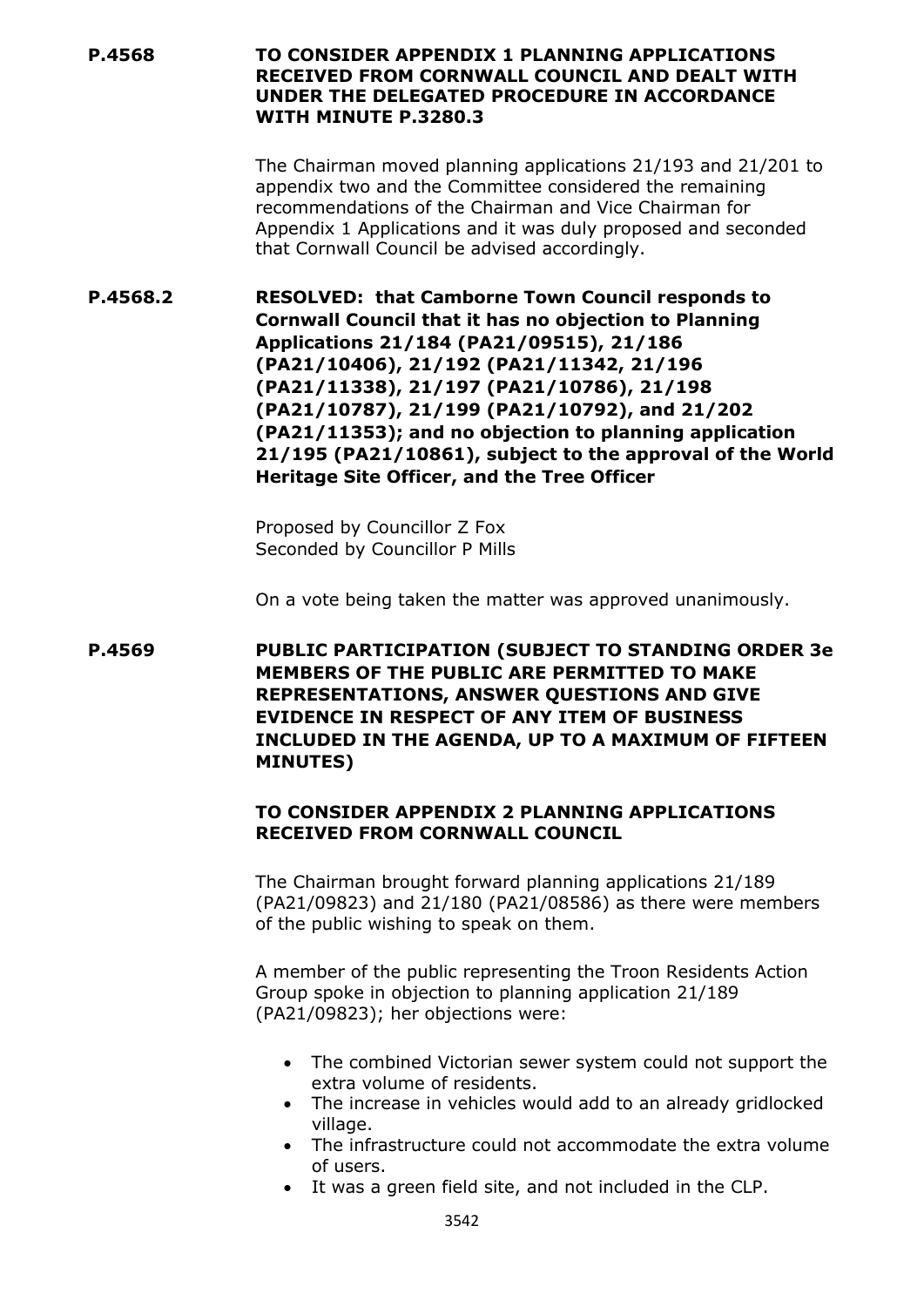**P.4568 TO CONSIDER APPENDIX 1 PLANNING APPLICATIONS RECEIVED FROM CORNWALL COUNCIL AND DEALT WITH UNDER THE DELEGATED PROCEDURE IN ACCORDANCE WITH MINUTE P.3280.3**

The Chairman moved planning applications 21/193 and 21/201 to appendix two and the Committee considered the remaining recommendations of the Chairman and Vice Chairman for Appendix 1 Applications and it was duly proposed and seconded that Cornwall Council be advised accordingly.

**P.4568.2 RESOLVED: that Camborne Town Council responds to Cornwall Council that it has no objection to Planning Applications 21/184 (PA21/09515), 21/186 (PA21/10406), 21/192 (PA21/11342, 21/196 (PA21/11338), 21/197 (PA21/10786), 21/198 (PA21/10787), 21/199 (PA21/10792), and 21/202 (PA21/11353); and no objection to planning application 21/195 (PA21/10861), subject to the approval of the World Heritage Site Officer, and the Tree Officer**

Proposed by Councillor Z Fox
Seconded by Councillor P Mills

On a vote being taken the matter was approved unanimously.

**P.4569 PUBLIC PARTICIPATION (SUBJECT TO STANDING ORDER 3e MEMBERS OF THE PUBLIC ARE PERMITTED TO MAKE REPRESENTATIONS, ANSWER QUESTIONS AND GIVE EVIDENCE IN RESPECT OF ANY ITEM OF BUSINESS INCLUDED IN THE AGENDA, UP TO A MAXIMUM OF FIFTEEN MINUTES)**

**TO CONSIDER APPENDIX 2 PLANNING APPLICATIONS RECEIVED FROM CORNWALL COUNCIL**

The Chairman brought forward planning applications 21/189 (PA21/09823) and 21/180 (PA21/08586) as there were members of the public wishing to speak on them.

A member of the public representing the Troon Residents Action Group spoke in objection to planning application 21/189 (PA21/09823); her objections were:

- The combined Victorian sewer system could not support the extra volume of residents.
- The increase in vehicles would add to an already gridlocked village.
- The infrastructure could not accommodate the extra volume of users.
- It was a green field site, and not included in the CLP.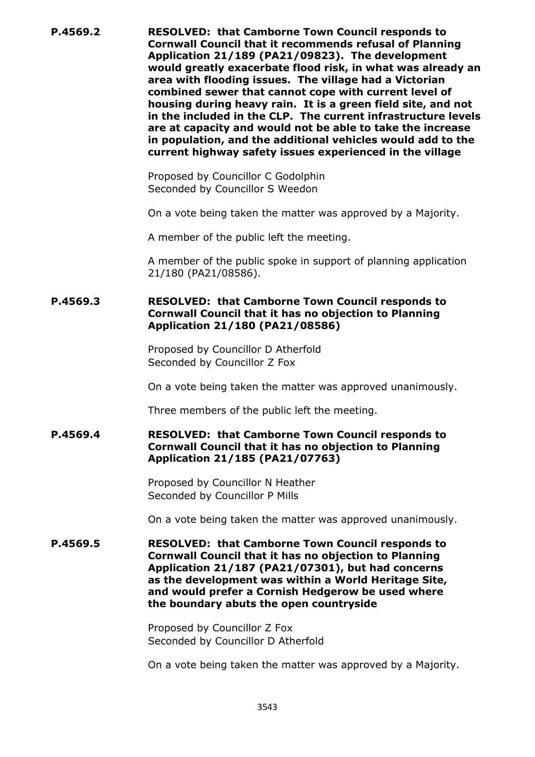**P.4569.2** **RESOLVED: that Camborne Town Council responds to Cornwall Council that it recommends refusal of Planning Application 21/189 (PA21/09823). The development would greatly exacerbate flood risk, in what was already an area with flooding issues. The village had a Victorian combined sewer that cannot cope with current level of housing during heavy rain. It is a green field site, and not in the included in the CLP. The current infrastructure levels are at capacity and would not be able to take the increase in population, and the additional vehicles would add to the current highway safety issues experienced in the village**

Proposed by Councillor C Godolphin
Seconded by Councillor S Weedon

On a vote being taken the matter was approved by a Majority.

A member of the public left the meeting.

A member of the public spoke in support of planning application 21/180 (PA21/08586).

**P.4569.3** **RESOLVED: that Camborne Town Council responds to Cornwall Council that it has no objection to Planning Application 21/180 (PA21/08586)**

Proposed by Councillor D Atherfold
Seconded by Councillor Z Fox

On a vote being taken the matter was approved unanimously.

Three members of the public left the meeting.

**P.4569.4** **RESOLVED: that Camborne Town Council responds to Cornwall Council that it has no objection to Planning Application 21/185 (PA21/07763)**

Proposed by Councillor N Heather
Seconded by Councillor P Mills

On a vote being taken the matter was approved unanimously.

**P.4569.5** **RESOLVED: that Camborne Town Council responds to Cornwall Council that it has no objection to Planning Application 21/187 (PA21/07301), but had concerns as the development was within a World Heritage Site, and would prefer a Cornish Hedgerow be used where the boundary abuts the open countryside**

Proposed by Councillor Z Fox
Seconded by Councillor D Atherfold

On a vote being taken the matter was approved by a Majority.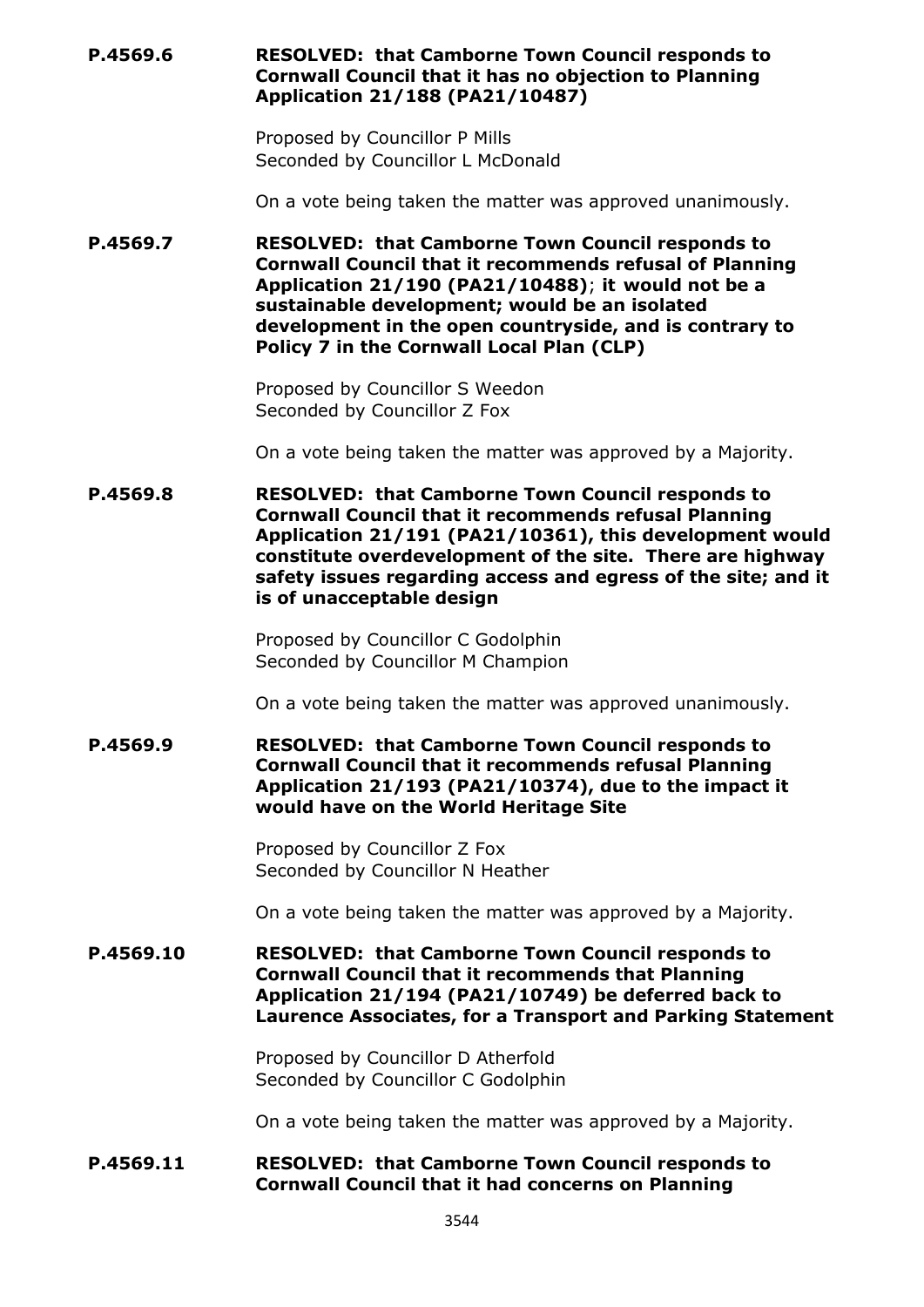**P.4569.6** **RESOLVED: that Camborne Town Council responds to Cornwall Council that it has no objection to Planning Application 21/188 (PA21/10487)**

Proposed by Councillor P Mills
Seconded by Councillor L McDonald

On a vote being taken the matter was approved unanimously.

**P.4569.7** **RESOLVED: that Camborne Town Council responds to Cornwall Council that it recommends refusal of Planning Application 21/190 (PA21/10488)**; **it would not be a sustainable development; would be an isolated development in the open countryside, and is contrary to Policy 7 in the Cornwall Local Plan (CLP)**

Proposed by Councillor S Weedon
Seconded by Councillor Z Fox

On a vote being taken the matter was approved by a Majority.

**P.4569.8** **RESOLVED: that Camborne Town Council responds to Cornwall Council that it recommends refusal Planning Application 21/191 (PA21/10361), this development would constitute overdevelopment of the site. There are highway safety issues regarding access and egress of the site; and it is of unacceptable design**

Proposed by Councillor C Godolphin
Seconded by Councillor M Champion

On a vote being taken the matter was approved unanimously.

**P.4569.9** **RESOLVED: that Camborne Town Council responds to Cornwall Council that it recommends refusal Planning Application 21/193 (PA21/10374), due to the impact it would have on the World Heritage Site**

Proposed by Councillor Z Fox
Seconded by Councillor N Heather

On a vote being taken the matter was approved by a Majority.

**P.4569.10** **RESOLVED: that Camborne Town Council responds to Cornwall Council that it recommends that Planning Application 21/194 (PA21/10749) be deferred back to Laurence Associates, for a Transport and Parking Statement**

Proposed by Councillor D Atherfold
Seconded by Councillor C Godolphin

On a vote being taken the matter was approved by a Majority.

**P.4569.11** **RESOLVED: that Camborne Town Council responds to Cornwall Council that it had concerns on Planning**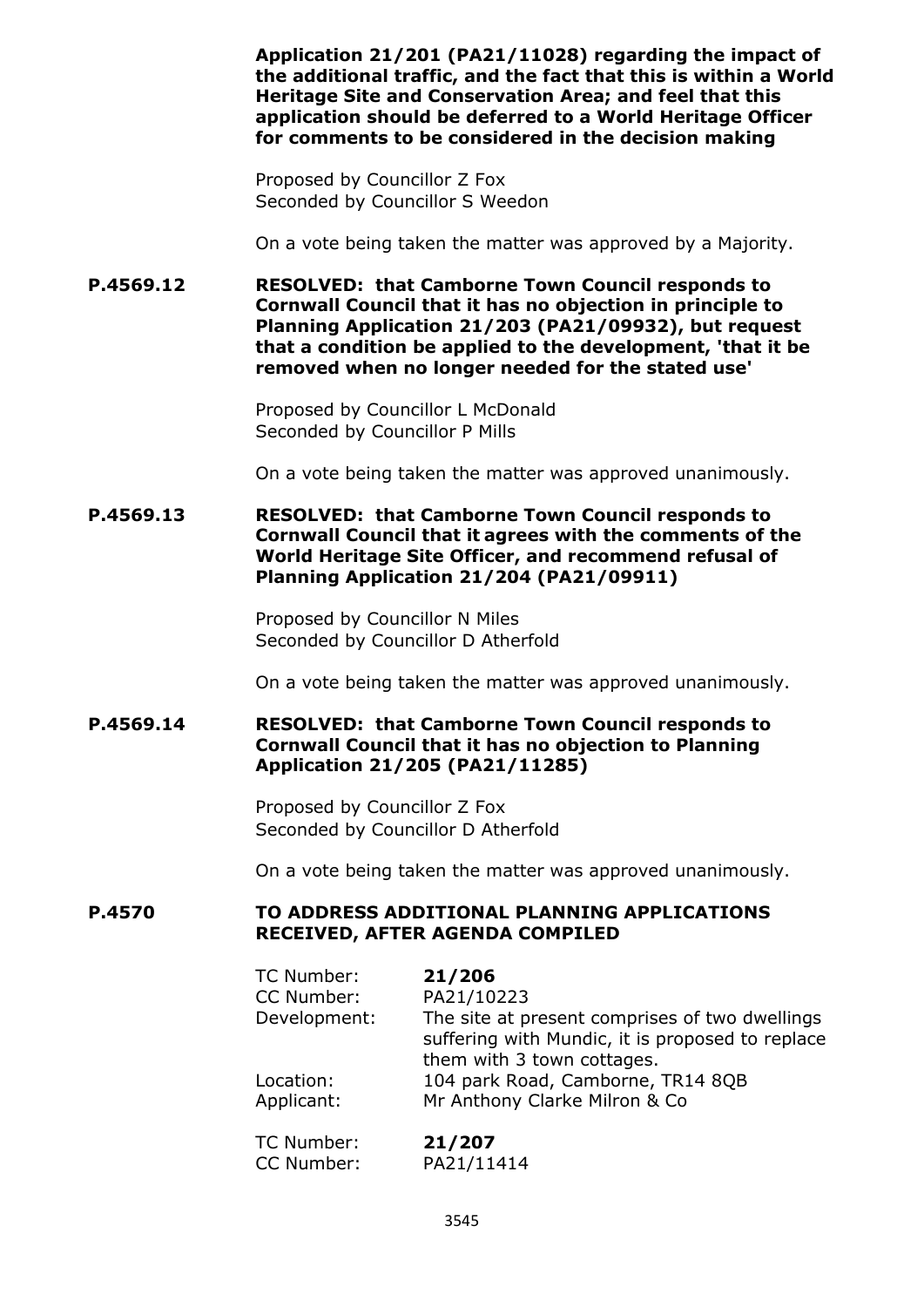**Application 21/201 (PA21/11028) regarding the impact of the additional traffic, and the fact that this is within a World Heritage Site and Conservation Area; and feel that this application should be deferred to a World Heritage Officer for comments to be considered in the decision making**

Proposed by Councillor Z Fox
Seconded by Councillor S Weedon

On a vote being taken the matter was approved by a Majority.

**P.4569.12 RESOLVED: that Camborne Town Council responds to Cornwall Council that it has no objection in principle to Planning Application 21/203 (PA21/09932), but request that a condition be applied to the development, 'that it be removed when no longer needed for the stated use'**

Proposed by Councillor L McDonald
Seconded by Councillor P Mills

On a vote being taken the matter was approved unanimously.

**P.4569.13 RESOLVED: that Camborne Town Council responds to Cornwall Council that it agrees with the comments of the World Heritage Site Officer, and recommend refusal of Planning Application 21/204 (PA21/09911)**

Proposed by Councillor N Miles
Seconded by Councillor D Atherfold

On a vote being taken the matter was approved unanimously.

**P.4569.14 RESOLVED: that Camborne Town Council responds to Cornwall Council that it has no objection to Planning Application 21/205 (PA21/11285)**

Proposed by Councillor Z Fox
Seconded by Councillor D Atherfold

On a vote being taken the matter was approved unanimously.

## P.4570 TO ADDRESS ADDITIONAL PLANNING APPLICATIONS RECEIVED, AFTER AGENDA COMPILED

TC Number: **21/206**
CC Number: PA21/10223
Development: The site at present comprises of two dwellings suffering with Mundic, it is proposed to replace them with 3 town cottages.
Location: 104 park Road, Camborne, TR14 8QB
Applicant: Mr Anthony Clarke Milron & Co

TC Number: **21/207**
CC Number: PA21/11414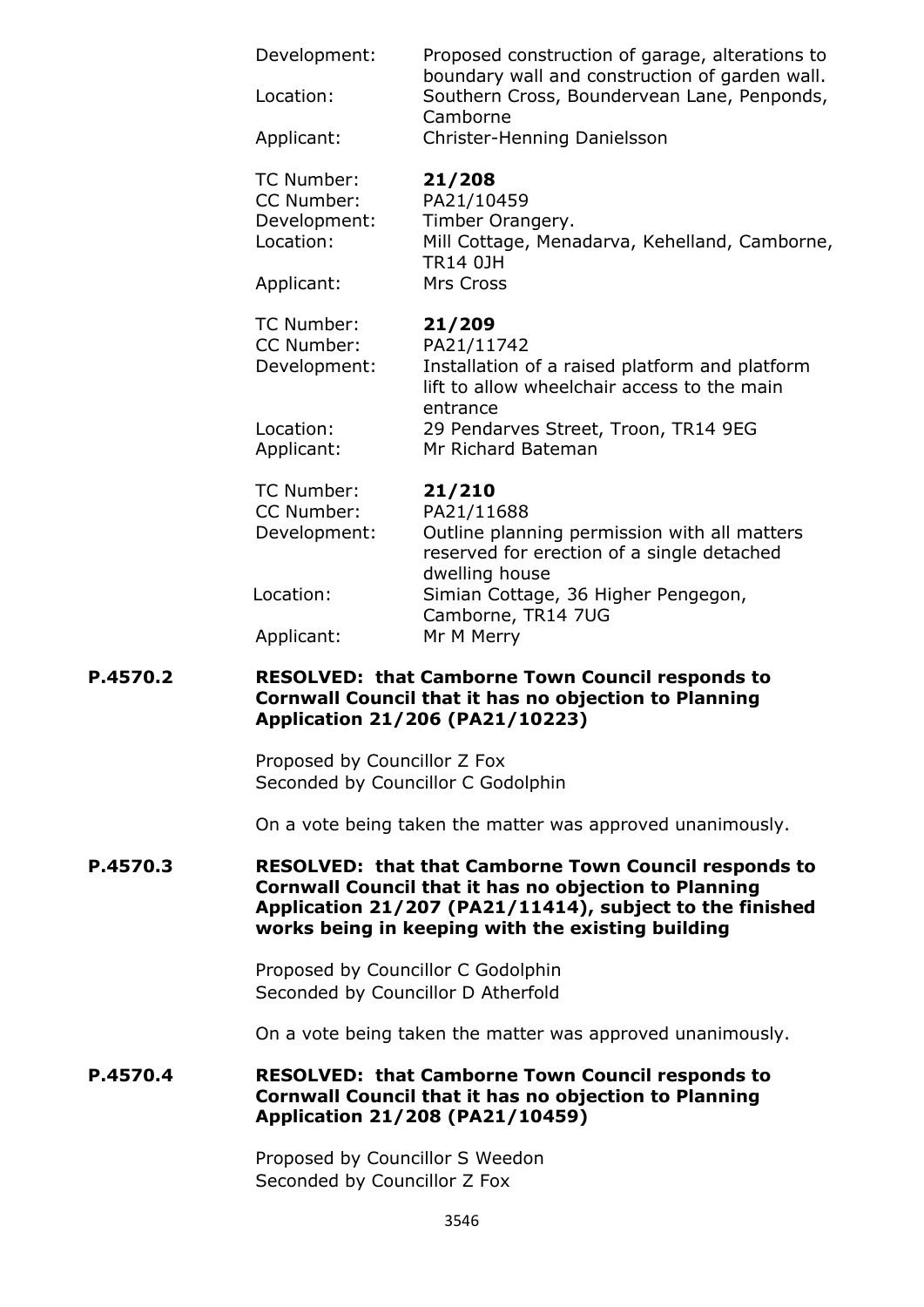Development: Proposed construction of garage, alterations to boundary wall and construction of garden wall.
Location: Southern Cross, Boundervean Lane, Penponds, Camborne
Applicant: Christer-Henning Danielsson

TC Number: **21/208**
CC Number: PA21/10459
Development: Timber Orangery.
Location: Mill Cottage, Menadarva, Kehelland, Camborne, TR14 0JH
Applicant: Mrs Cross

TC Number: **21/209**
CC Number: PA21/11742
Development: Installation of a raised platform and platform lift to allow wheelchair access to the main entrance
Location: 29 Pendarves Street, Troon, TR14 9EG
Applicant: Mr Richard Bateman

TC Number: **21/210**
CC Number: PA21/11688
Development: Outline planning permission with all matters reserved for erection of a single detached dwelling house
Location: Simian Cottage, 36 Higher Pengegon, Camborne, TR14 7UG
Applicant: Mr M Merry

**P.4570.2** **RESOLVED: that Camborne Town Council responds to Cornwall Council that it has no objection to Planning Application 21/206 (PA21/10223)**

Proposed by Councillor Z Fox
Seconded by Councillor C Godolphin

On a vote being taken the matter was approved unanimously.

**P.4570.3** **RESOLVED: that that Camborne Town Council responds to Cornwall Council that it has no objection to Planning Application 21/207 (PA21/11414), subject to the finished works being in keeping with the existing building**

Proposed by Councillor C Godolphin
Seconded by Councillor D Atherfold

On a vote being taken the matter was approved unanimously.

**P.4570.4** **RESOLVED: that Camborne Town Council responds to Cornwall Council that it has no objection to Planning Application 21/208 (PA21/10459)**

Proposed by Councillor S Weedon
Seconded by Councillor Z Fox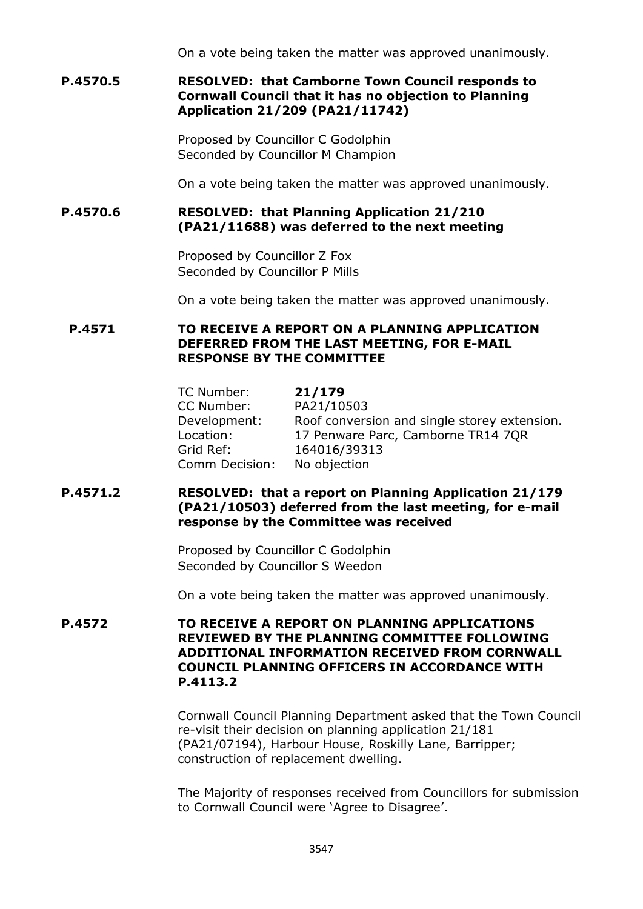On a vote being taken the matter was approved unanimously.

**P.4570.5** **RESOLVED: that Camborne Town Council responds to Cornwall Council that it has no objection to Planning Application 21/209 (PA21/11742)**

Proposed by Councillor C Godolphin
Seconded by Councillor M Champion

On a vote being taken the matter was approved unanimously.

**P.4570.6** **RESOLVED: that Planning Application 21/210 (PA21/11688) was deferred to the next meeting**

Proposed by Councillor Z Fox
Seconded by Councillor P Mills

On a vote being taken the matter was approved unanimously.

**P.4571** **TO RECEIVE A REPORT ON A PLANNING APPLICATION DEFERRED FROM THE LAST MEETING, FOR E-MAIL RESPONSE BY THE COMMITTEE**

| | |
|---|---|
| TC Number: | **21/179** |
| CC Number: | PA21/10503 |
| Development: | Roof conversion and single storey extension. |
| Location: | 17 Penware Parc, Camborne TR14 7QR |
| Grid Ref: | 164016/39313 |
| Comm Decision: | No objection |

**P.4571.2** **RESOLVED: that a report on Planning Application 21/179 (PA21/10503) deferred from the last meeting, for e-mail response by the Committee was received**

Proposed by Councillor C Godolphin
Seconded by Councillor S Weedon

On a vote being taken the matter was approved unanimously.

**P.4572** **TO RECEIVE A REPORT ON PLANNING APPLICATIONS REVIEWED BY THE PLANNING COMMITTEE FOLLOWING ADDITIONAL INFORMATION RECEIVED FROM CORNWALL COUNCIL PLANNING OFFICERS IN ACCORDANCE WITH P.4113.2**

Cornwall Council Planning Department asked that the Town Council re-visit their decision on planning application 21/181 (PA21/07194), Harbour House, Roskilly Lane, Barripper; construction of replacement dwelling.

The Majority of responses received from Councillors for submission to Cornwall Council were 'Agree to Disagree'.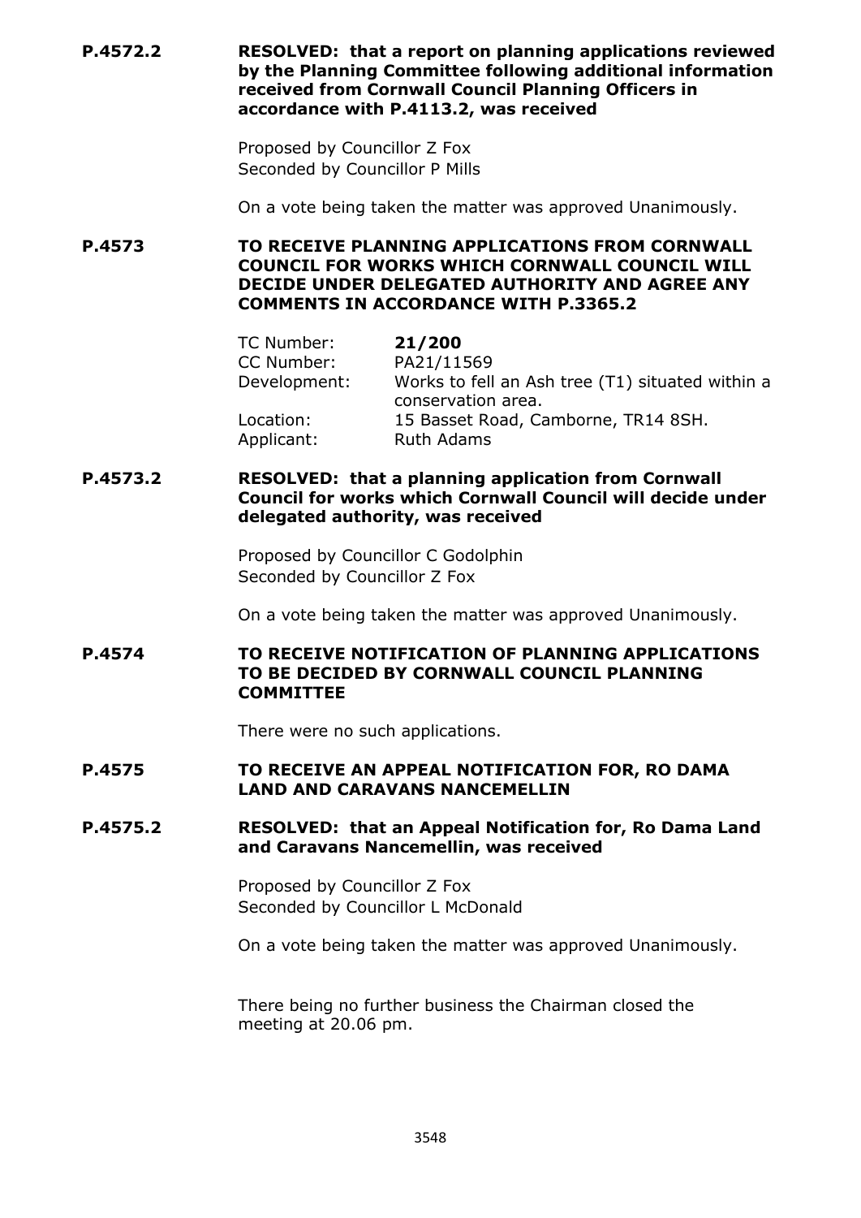**P.4572.2 RESOLVED: that a report on planning applications reviewed by the Planning Committee following additional information received from Cornwall Council Planning Officers in accordance with P.4113.2, was received**

Proposed by Councillor Z Fox
Seconded by Councillor P Mills

On a vote being taken the matter was approved Unanimously.

**P.4573 TO RECEIVE PLANNING APPLICATIONS FROM CORNWALL COUNCIL FOR WORKS WHICH CORNWALL COUNCIL WILL DECIDE UNDER DELEGATED AUTHORITY AND AGREE ANY COMMENTS IN ACCORDANCE WITH P.3365.2**

| | |
|---|---|
| TC Number: | **21/200** |
| CC Number: | PA21/11569 |
| Development: | Works to fell an Ash tree (T1) situated within a conservation area. |
| Location: | 15 Basset Road, Camborne, TR14 8SH. |
| Applicant: | Ruth Adams |

**P.4573.2 RESOLVED: that a planning application from Cornwall Council for works which Cornwall Council will decide under delegated authority, was received**

Proposed by Councillor C Godolphin
Seconded by Councillor Z Fox

On a vote being taken the matter was approved Unanimously.

**P.4574 TO RECEIVE NOTIFICATION OF PLANNING APPLICATIONS TO BE DECIDED BY CORNWALL COUNCIL PLANNING COMMITTEE**

There were no such applications.

**P.4575 TO RECEIVE AN APPEAL NOTIFICATION FOR, RO DAMA LAND AND CARAVANS NANCEMELLIN**

**P.4575.2 RESOLVED: that an Appeal Notification for, Ro Dama Land and Caravans Nancemellin, was received**

Proposed by Councillor Z Fox
Seconded by Councillor L McDonald

On a vote being taken the matter was approved Unanimously.

There being no further business the Chairman closed the meeting at 20.06 pm.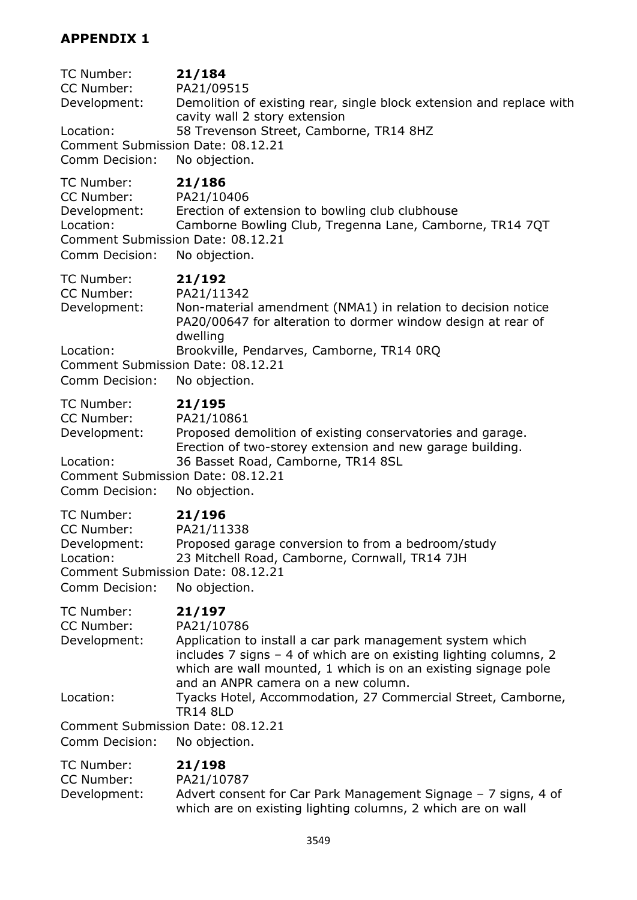## APPENDIX 1

TC Number: **21/184**
CC Number: PA21/09515
Development: Demolition of existing rear, single block extension and replace with cavity wall 2 story extension
Location: 58 Trevenson Street, Camborne, TR14 8HZ
Comment Submission Date: 08.12.21
Comm Decision: No objection.

TC Number: **21/186**
CC Number: PA21/10406
Development: Erection of extension to bowling club clubhouse
Location: Camborne Bowling Club, Tregenna Lane, Camborne, TR14 7QT
Comment Submission Date: 08.12.21
Comm Decision: No objection.

TC Number: **21/192**
CC Number: PA21/11342
Development: Non-material amendment (NMA1) in relation to decision notice PA20/00647 for alteration to dormer window design at rear of dwelling
Location: Brookville, Pendarves, Camborne, TR14 0RQ
Comment Submission Date: 08.12.21
Comm Decision: No objection.

TC Number: **21/195**
CC Number: PA21/10861
Development: Proposed demolition of existing conservatories and garage. Erection of two-storey extension and new garage building.
Location: 36 Basset Road, Camborne, TR14 8SL
Comment Submission Date: 08.12.21
Comm Decision: No objection.

TC Number: **21/196**
CC Number: PA21/11338
Development: Proposed garage conversion to from a bedroom/study
Location: 23 Mitchell Road, Camborne, Cornwall, TR14 7JH
Comment Submission Date: 08.12.21
Comm Decision: No objection.

TC Number: **21/197**
CC Number: PA21/10786
Development: Application to install a car park management system which includes 7 signs – 4 of which are on existing lighting columns, 2 which are wall mounted, 1 which is on an existing signage pole and an ANPR camera on a new column.
Location: Tyacks Hotel, Accommodation, 27 Commercial Street, Camborne, TR14 8LD
Comment Submission Date: 08.12.21
Comm Decision: No objection.

TC Number: **21/198**
CC Number: PA21/10787
Development: Advert consent for Car Park Management Signage – 7 signs, 4 of which are on existing lighting columns, 2 which are on wall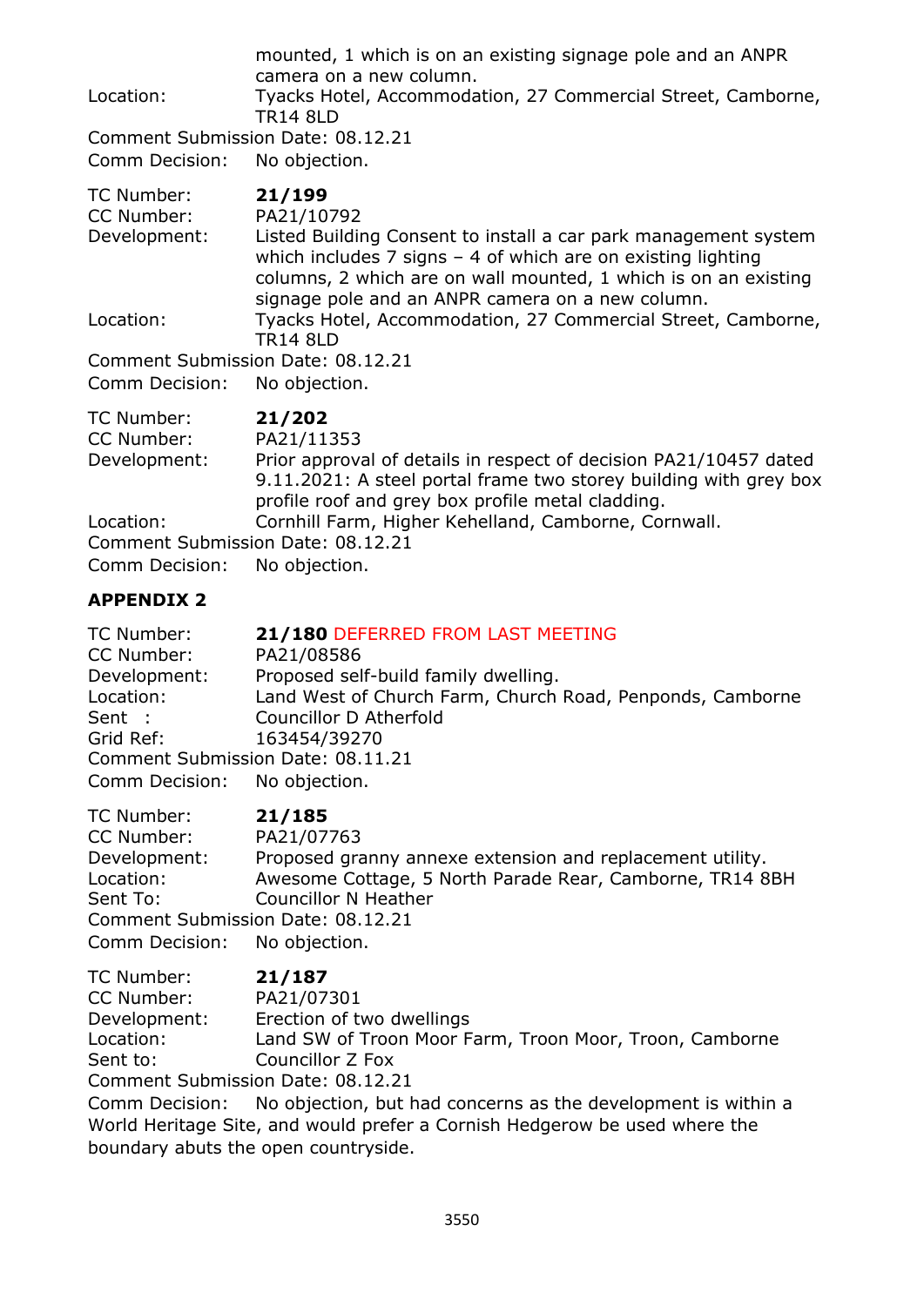mounted, 1 which is on an existing signage pole and an ANPR camera on a new column.

Location: Tyacks Hotel, Accommodation, 27 Commercial Street, Camborne, TR14 8LD

Comment Submission Date: 08.12.21

Comm Decision: No objection.

TC Number: **21/199**

CC Number: PA21/10792

Development: Listed Building Consent to install a car park management system which includes 7 signs – 4 of which are on existing lighting columns, 2 which are on wall mounted, 1 which is on an existing signage pole and an ANPR camera on a new column.

Location: Tyacks Hotel, Accommodation, 27 Commercial Street, Camborne, TR14 8LD

Comment Submission Date: 08.12.21

Comm Decision: No objection.

TC Number: **21/202**

CC Number: PA21/11353

Development: Prior approval of details in respect of decision PA21/10457 dated 9.11.2021: A steel portal frame two storey building with grey box profile roof and grey box profile metal cladding.

Location: Cornhill Farm, Higher Kehelland, Camborne, Cornwall.

Comment Submission Date: 08.12.21

Comm Decision: No objection.

**APPENDIX 2**

TC Number: **21/180** DEFERRED FROM LAST MEETING

CC Number: PA21/08586

Development: Proposed self-build family dwelling.

Location: Land West of Church Farm, Church Road, Penponds, Camborne

Sent : Councillor D Atherfold

Grid Ref: 163454/39270

Comment Submission Date: 08.11.21

Comm Decision: No objection.

TC Number: **21/185**

CC Number: PA21/07763

Development: Proposed granny annexe extension and replacement utility.

Location: Awesome Cottage, 5 North Parade Rear, Camborne, TR14 8BH

Sent To: Councillor N Heather

Comment Submission Date: 08.12.21

Comm Decision: No objection.

TC Number: **21/187**

CC Number: PA21/07301

Development: Erection of two dwellings

Location: Land SW of Troon Moor Farm, Troon Moor, Troon, Camborne

Sent to: Councillor Z Fox

Comment Submission Date: 08.12.21

Comm Decision: No objection, but had concerns as the development is within a World Heritage Site, and would prefer a Cornish Hedgerow be used where the boundary abuts the open countryside.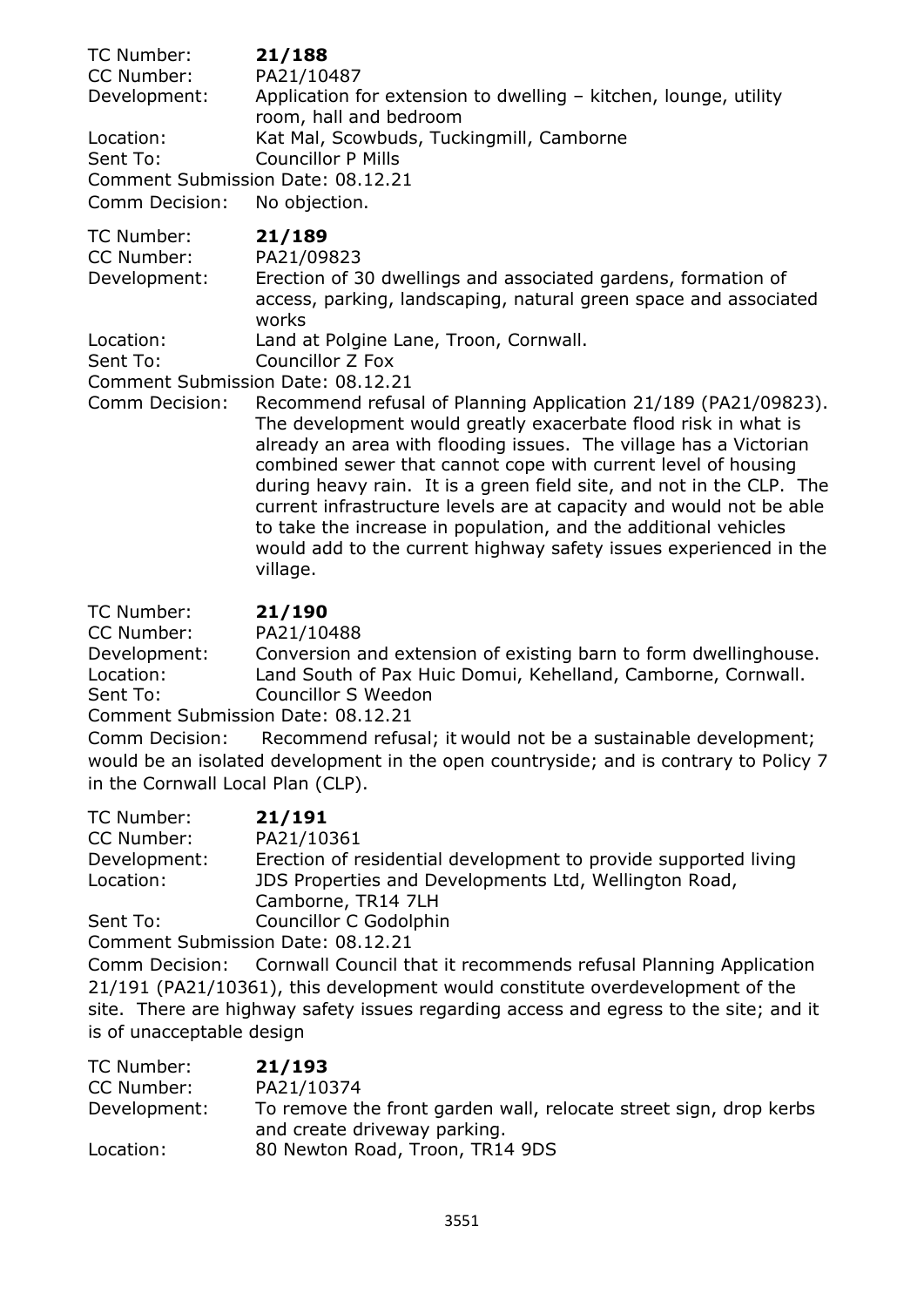TC Number: **21/188**
CC Number: PA21/10487
Development: Application for extension to dwelling – kitchen, lounge, utility room, hall and bedroom
Location: Kat Mal, Scowbuds, Tuckingmill, Camborne
Sent To: Councillor P Mills
Comment Submission Date: 08.12.21
Comm Decision: No objection.

TC Number: **21/189**
CC Number: PA21/09823
Development: Erection of 30 dwellings and associated gardens, formation of access, parking, landscaping, natural green space and associated works
Location: Land at Polgine Lane, Troon, Cornwall.
Sent To: Councillor Z Fox
Comment Submission Date: 08.12.21
Comm Decision: Recommend refusal of Planning Application 21/189 (PA21/09823). The development would greatly exacerbate flood risk in what is already an area with flooding issues. The village has a Victorian combined sewer that cannot cope with current level of housing during heavy rain. It is a green field site, and not in the CLP. The current infrastructure levels are at capacity and would not be able to take the increase in population, and the additional vehicles would add to the current highway safety issues experienced in the village.

TC Number: **21/190**
CC Number: PA21/10488
Development: Conversion and extension of existing barn to form dwellinghouse.
Location: Land South of Pax Huic Domui, Kehelland, Camborne, Cornwall.
Sent To: Councillor S Weedon
Comment Submission Date: 08.12.21
Comm Decision: Recommend refusal; it would not be a sustainable development; would be an isolated development in the open countryside; and is contrary to Policy 7 in the Cornwall Local Plan (CLP).

TC Number: **21/191**
CC Number: PA21/10361
Development: Erection of residential development to provide supported living
Location: JDS Properties and Developments Ltd, Wellington Road, Camborne, TR14 7LH
Sent To: Councillor C Godolphin
Comment Submission Date: 08.12.21
Comm Decision: Cornwall Council that it recommends refusal Planning Application 21/191 (PA21/10361), this development would constitute overdevelopment of the site. There are highway safety issues regarding access and egress to the site; and it is of unacceptable design

TC Number: **21/193**
CC Number: PA21/10374
Development: To remove the front garden wall, relocate street sign, drop kerbs and create driveway parking.
Location: 80 Newton Road, Troon, TR14 9DS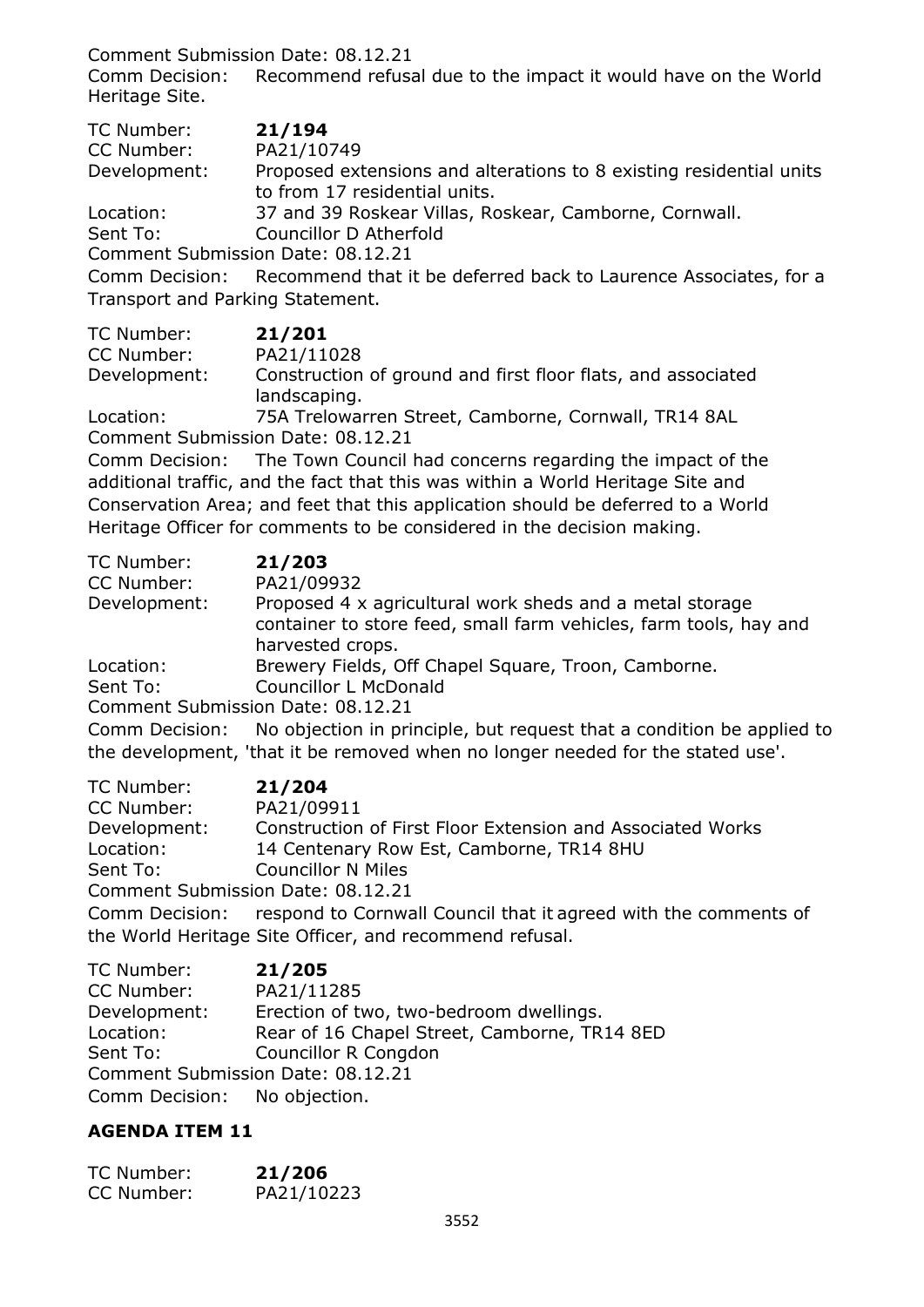Comment Submission Date: 08.12.21
Comm Decision: Recommend refusal due to the impact it would have on the World Heritage Site.

TC Number: **21/194**
CC Number: PA21/10749
Development: Proposed extensions and alterations to 8 existing residential units to from 17 residential units.
Location: 37 and 39 Roskear Villas, Roskear, Camborne, Cornwall.
Sent To: Councillor D Atherfold
Comment Submission Date: 08.12.21
Comm Decision: Recommend that it be deferred back to Laurence Associates, for a Transport and Parking Statement.

TC Number: **21/201**
CC Number: PA21/11028
Development: Construction of ground and first floor flats, and associated landscaping.
Location: 75A Trelowarren Street, Camborne, Cornwall, TR14 8AL
Comment Submission Date: 08.12.21
Comm Decision: The Town Council had concerns regarding the impact of the additional traffic, and the fact that this was within a World Heritage Site and Conservation Area; and feet that this application should be deferred to a World Heritage Officer for comments to be considered in the decision making.

TC Number: **21/203**
CC Number: PA21/09932
Development: Proposed 4 x agricultural work sheds and a metal storage container to store feed, small farm vehicles, farm tools, hay and harvested crops.
Location: Brewery Fields, Off Chapel Square, Troon, Camborne.
Sent To: Councillor L McDonald
Comment Submission Date: 08.12.21
Comm Decision: No objection in principle, but request that a condition be applied to the development, 'that it be removed when no longer needed for the stated use'.

TC Number: **21/204**
CC Number: PA21/09911
Development: Construction of First Floor Extension and Associated Works
Location: 14 Centenary Row Est, Camborne, TR14 8HU
Sent To: Councillor N Miles
Comment Submission Date: 08.12.21
Comm Decision: respond to Cornwall Council that it agreed with the comments of the World Heritage Site Officer, and recommend refusal.

TC Number: **21/205**
CC Number: PA21/11285
Development: Erection of two, two-bedroom dwellings.
Location: Rear of 16 Chapel Street, Camborne, TR14 8ED
Sent To: Councillor R Congdon
Comment Submission Date: 08.12.21
Comm Decision: No objection.

## AGENDA ITEM 11

TC Number: **21/206**
CC Number: PA21/10223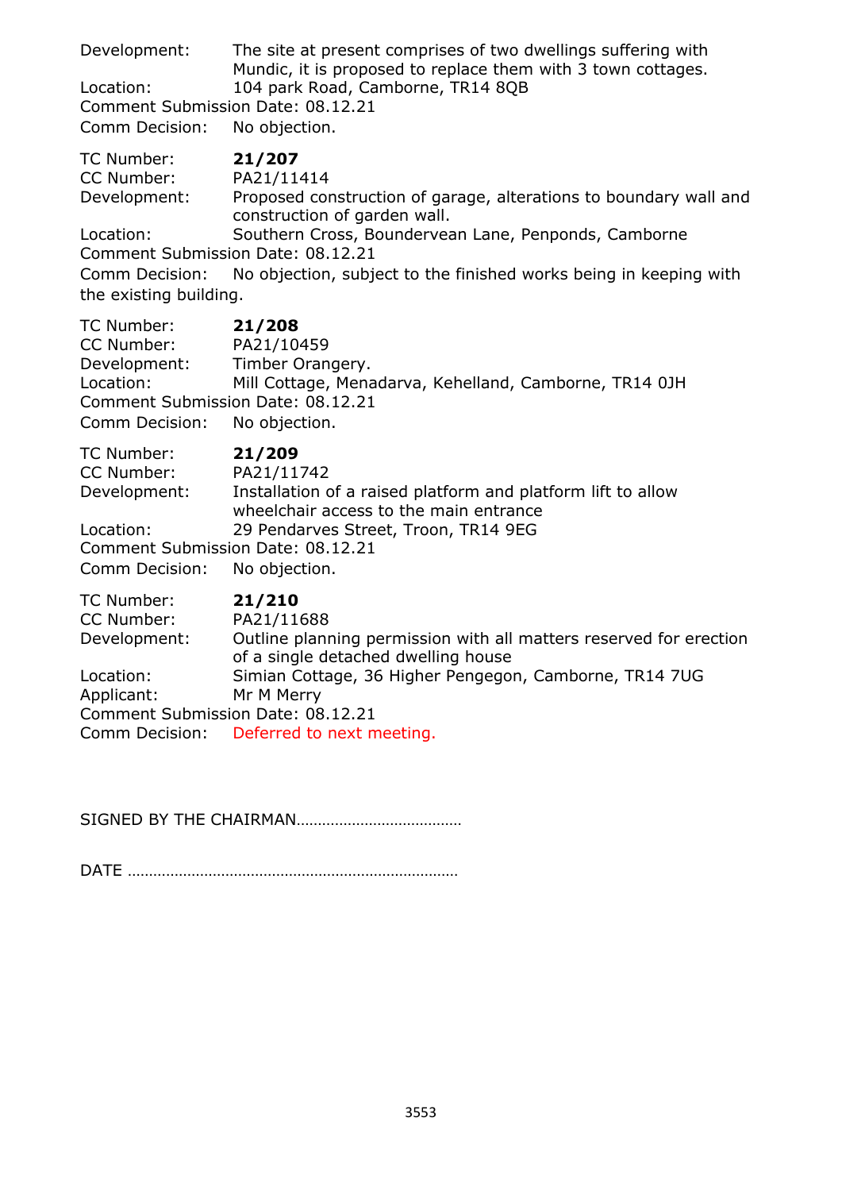Development: The site at present comprises of two dwellings suffering with Mundic, it is proposed to replace them with 3 town cottages.
Location: 104 park Road, Camborne, TR14 8QB
Comment Submission Date: 08.12.21
Comm Decision: No objection.

TC Number: **21/207**
CC Number: PA21/11414
Development: Proposed construction of garage, alterations to boundary wall and construction of garden wall.
Location: Southern Cross, Boundervean Lane, Penponds, Camborne
Comment Submission Date: 08.12.21
Comm Decision: No objection, subject to the finished works being in keeping with the existing building.

TC Number: **21/208**
CC Number: PA21/10459
Development: Timber Orangery.
Location: Mill Cottage, Menadarva, Kehelland, Camborne, TR14 0JH
Comment Submission Date: 08.12.21
Comm Decision: No objection.

TC Number: **21/209**
CC Number: PA21/11742
Development: Installation of a raised platform and platform lift to allow wheelchair access to the main entrance
Location: 29 Pendarves Street, Troon, TR14 9EG
Comment Submission Date: 08.12.21
Comm Decision: No objection.

TC Number: **21/210**
CC Number: PA21/11688
Development: Outline planning permission with all matters reserved for erection of a single detached dwelling house
Location: Simian Cottage, 36 Higher Pengegon, Camborne, TR14 7UG
Applicant: Mr M Merry
Comment Submission Date: 08.12.21
Comm Decision: Deferred to next meeting.

SIGNED BY THE CHAIRMAN………………………………

DATE ……………………………………………………………………